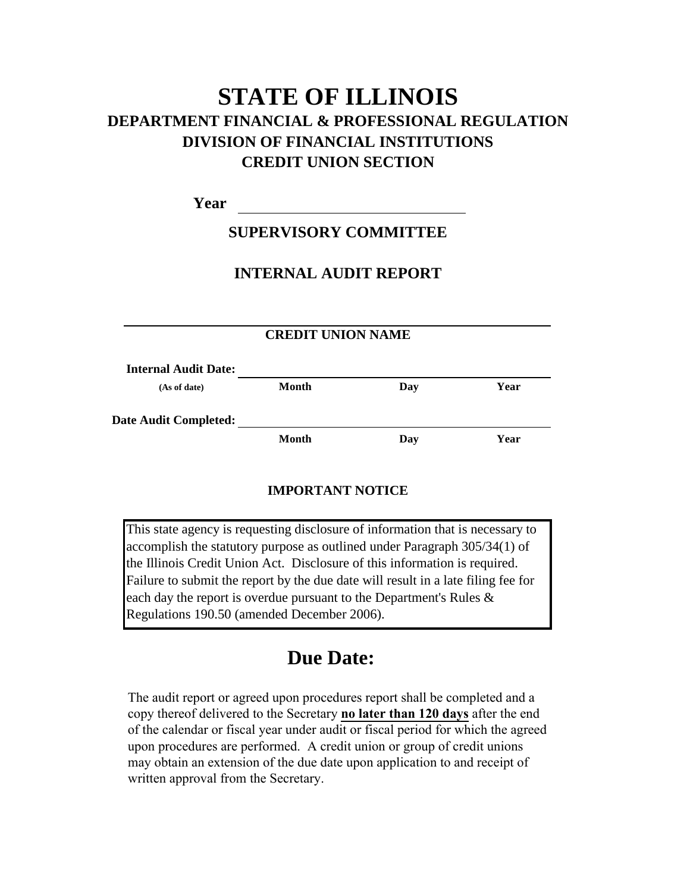# STATE OF ILLINOIS

## DEPARTMENT FINANCIAL & PROFESSIONAL REGULATION

## DIVISION OF FINANCIAL INSTITUTIONS

## CREDIT UNION SECTION

**Year** ______________________________

### SUPERVISORY COMMITTEE

### INTERNAL AUDIT REPORT

______________________________________________

**CREDIT UNION NAME**

**Internal Audit Date:** ______________________________________________
**(As of date)** **Month** **Day** **Year**

**Date Audit Completed:** ______________________________________________
**Month** **Day** **Year**

**IMPORTANT NOTICE**

This state agency is requesting disclosure of information that is necessary to accomplish the statutory purpose as outlined under Paragraph 305/34(1) of the Illinois Credit Union Act. Disclosure of this information is required. Failure to submit the report by the due date will result in a late filing fee for each day the report is overdue pursuant to the Department's Rules & Regulations 190.50 (amended December 2006).

## Due Date:

The audit report or agreed upon procedures report shall be completed and a copy thereof delivered to the Secretary **no later than 120 days** after the end of the calendar or fiscal year under audit or fiscal period for which the agreed upon procedures are performed. A credit union or group of credit unions may obtain an extension of the due date upon application to and receipt of written approval from the Secretary.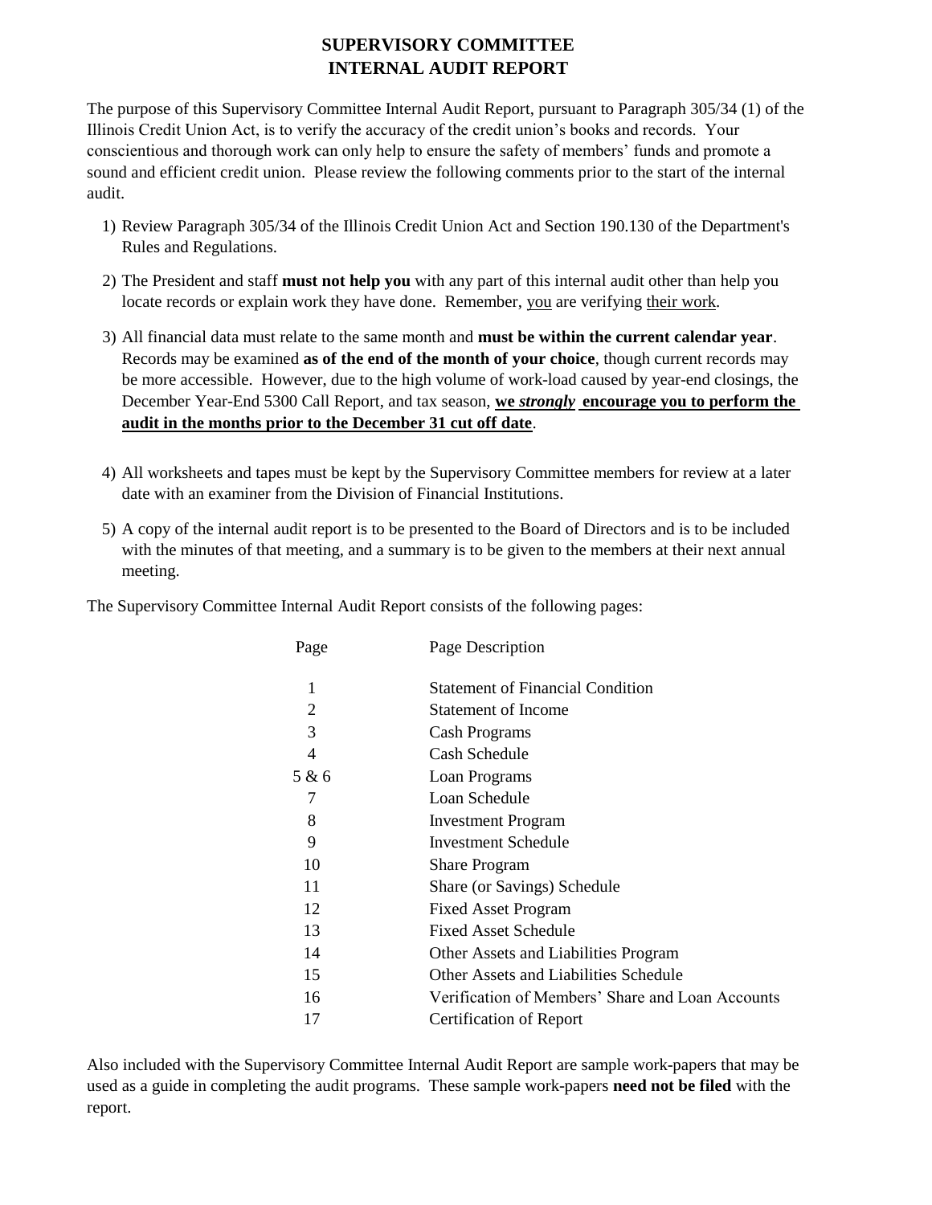# SUPERVISORY COMMITTEE
# INTERNAL AUDIT REPORT

The purpose of this Supervisory Committee Internal Audit Report, pursuant to Paragraph 305/34 (1) of the Illinois Credit Union Act, is to verify the accuracy of the credit union's books and records. Your conscientious and thorough work can only help to ensure the safety of members' funds and promote a sound and efficient credit union. Please review the following comments prior to the start of the internal audit.

1) Review Paragraph 305/34 of the Illinois Credit Union Act and Section 190.130 of the Department's Rules and Regulations.
2) The President and staff **must not help you** with any part of this internal audit other than help you locate records or explain work they have done. Remember, <u>you</u> are verifying <u>their work</u>.
3) All financial data must relate to the same month and **must be within the current calendar year**. Records may be examined **as of the end of the month of your choice**, though current records may be more accessible. However, due to the high volume of work-load caused by year-end closings, the December Year-End 5300 Call Report, and tax season, <u>**we *strongly* encourage you to perform the audit in the months prior to the December 31 cut off date**</u>.
4) All worksheets and tapes must be kept by the Supervisory Committee members for review at a later date with an examiner from the Division of Financial Institutions.
5) A copy of the internal audit report is to be presented to the Board of Directors and is to be included with the minutes of that meeting, and a summary is to be given to the members at their next annual meeting.

The Supervisory Committee Internal Audit Report consists of the following pages:

| Page | Page Description |
|---|---|
| 1 | Statement of Financial Condition |
| 2 | Statement of Income |
| 3 | Cash Programs |
| 4 | Cash Schedule |
| 5 & 6 | Loan Programs |
| 7 | Loan Schedule |
| 8 | Investment Program |
| 9 | Investment Schedule |
| 10 | Share Program |
| 11 | Share (or Savings) Schedule |
| 12 | Fixed Asset Program |
| 13 | Fixed Asset Schedule |
| 14 | Other Assets and Liabilities Program |
| 15 | Other Assets and Liabilities Schedule |
| 16 | Verification of Members' Share and Loan Accounts |
| 17 | Certification of Report |

Also included with the Supervisory Committee Internal Audit Report are sample work-papers that may be used as a guide in completing the audit programs. These sample work-papers **need not be filed** with the report.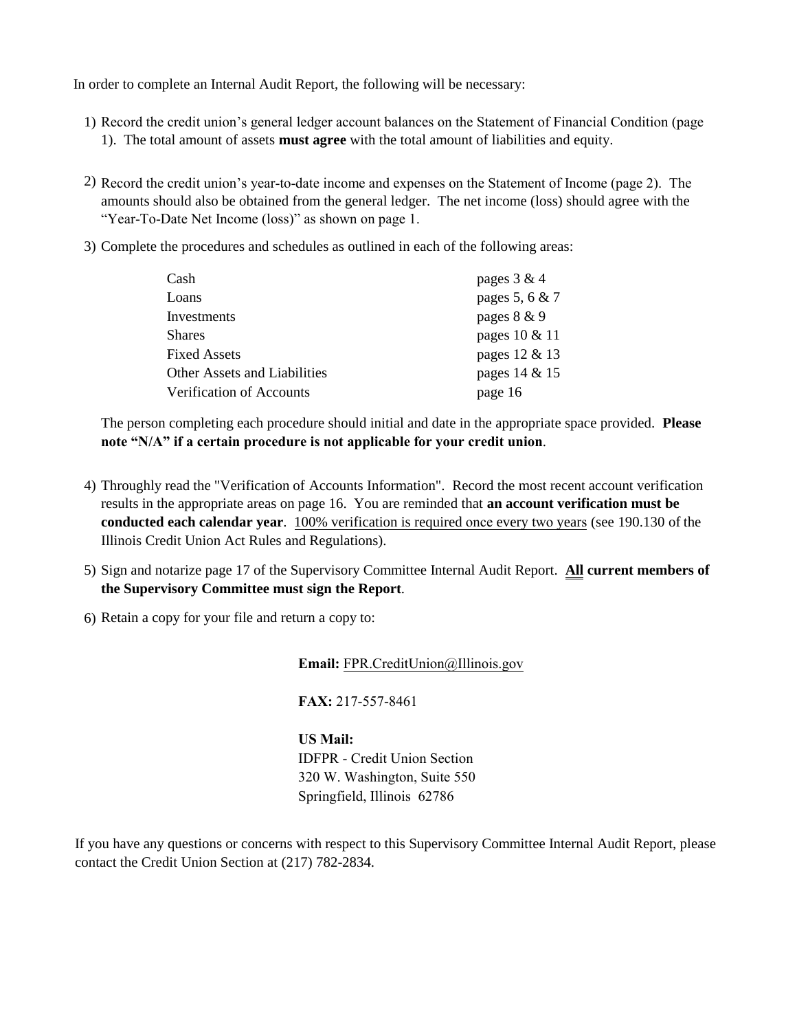In order to complete an Internal Audit Report, the following will be necessary:

1) Record the credit union's general ledger account balances on the Statement of Financial Condition (page 1). The total amount of assets **must agree** with the total amount of liabilities and equity.

2) Record the credit union's year-to-date income and expenses on the Statement of Income (page 2). The amounts should also be obtained from the general ledger. The net income (loss) should agree with the "Year-To-Date Net Income (loss)" as shown on page 1.

3) Complete the procedures and schedules as outlined in each of the following areas:

| | |
|---|---|
| Cash | pages 3 & 4 |
| Loans | pages 5, 6 & 7 |
| Investments | pages 8 & 9 |
| Shares | pages 10 & 11 |
| Fixed Assets | pages 12 & 13 |
| Other Assets and Liabilities | pages 14 & 15 |
| Verification of Accounts | page 16 |

   The person completing each procedure should initial and date in the appropriate space provided. **Please note "N/A" if a certain procedure is not applicable for your credit union**.

4) Throughly read the "Verification of Accounts Information". Record the most recent account verification results in the appropriate areas on page 16. You are reminded that **an account verification must be conducted each calendar year**. 100% verification is required once every two years (see 190.130 of the Illinois Credit Union Act Rules and Regulations).

5) Sign and notarize page 17 of the Supervisory Committee Internal Audit Report. **All current members of the Supervisory Committee must sign the Report**.

6) Retain a copy for your file and return a copy to:

   **Email:** FPR.CreditUnion@Illinois.gov

   **FAX:** 217-557-8461

   **US Mail:**
   IDFPR - Credit Union Section
   320 W. Washington, Suite 550
   Springfield, Illinois 62786

If you have any questions or concerns with respect to this Supervisory Committee Internal Audit Report, please contact the Credit Union Section at (217) 782-2834.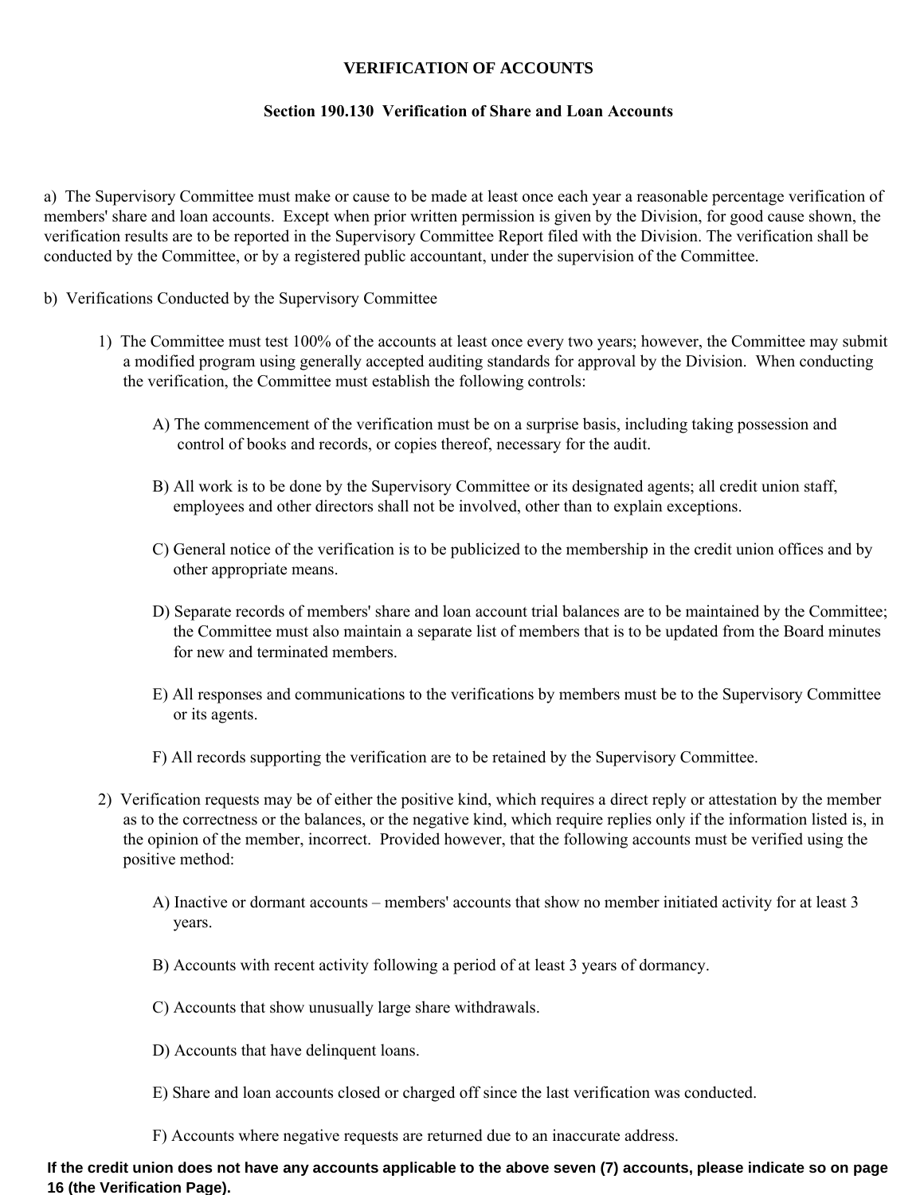## VERIFICATION OF ACCOUNTS

### Section 190.130 Verification of Share and Loan Accounts

a) The Supervisory Committee must make or cause to be made at least once each year a reasonable percentage verification of members' share and loan accounts. Except when prior written permission is given by the Division, for good cause shown, the verification results are to be reported in the Supervisory Committee Report filed with the Division. The verification shall be conducted by the Committee, or by a registered public accountant, under the supervision of the Committee.

b) Verifications Conducted by the Supervisory Committee

1) The Committee must test 100% of the accounts at least once every two years; however, the Committee may submit a modified program using generally accepted auditing standards for approval by the Division. When conducting the verification, the Committee must establish the following controls:

   A) The commencement of the verification must be on a surprise basis, including taking possession and control of books and records, or copies thereof, necessary for the audit.

   B) All work is to be done by the Supervisory Committee or its designated agents; all credit union staff, employees and other directors shall not be involved, other than to explain exceptions.

   C) General notice of the verification is to be publicized to the membership in the credit union offices and by other appropriate means.

   D) Separate records of members' share and loan account trial balances are to be maintained by the Committee; the Committee must also maintain a separate list of members that is to be updated from the Board minutes for new and terminated members.

   E) All responses and communications to the verifications by members must be to the Supervisory Committee or its agents.

   F) All records supporting the verification are to be retained by the Supervisory Committee.

2) Verification requests may be of either the positive kind, which requires a direct reply or attestation by the member as to the correctness or the balances, or the negative kind, which require replies only if the information listed is, in the opinion of the member, incorrect. Provided however, that the following accounts must be verified using the positive method:

   A) Inactive or dormant accounts – members' accounts that show no member initiated activity for at least 3 years.

   B) Accounts with recent activity following a period of at least 3 years of dormancy.

   C) Accounts that show unusually large share withdrawals.

   D) Accounts that have delinquent loans.

   E) Share and loan accounts closed or charged off since the last verification was conducted.

   F) Accounts where negative requests are returned due to an inaccurate address.

**If the credit union does not have any accounts applicable to the above seven (7) accounts, please indicate so on page 16 (the Verification Page).**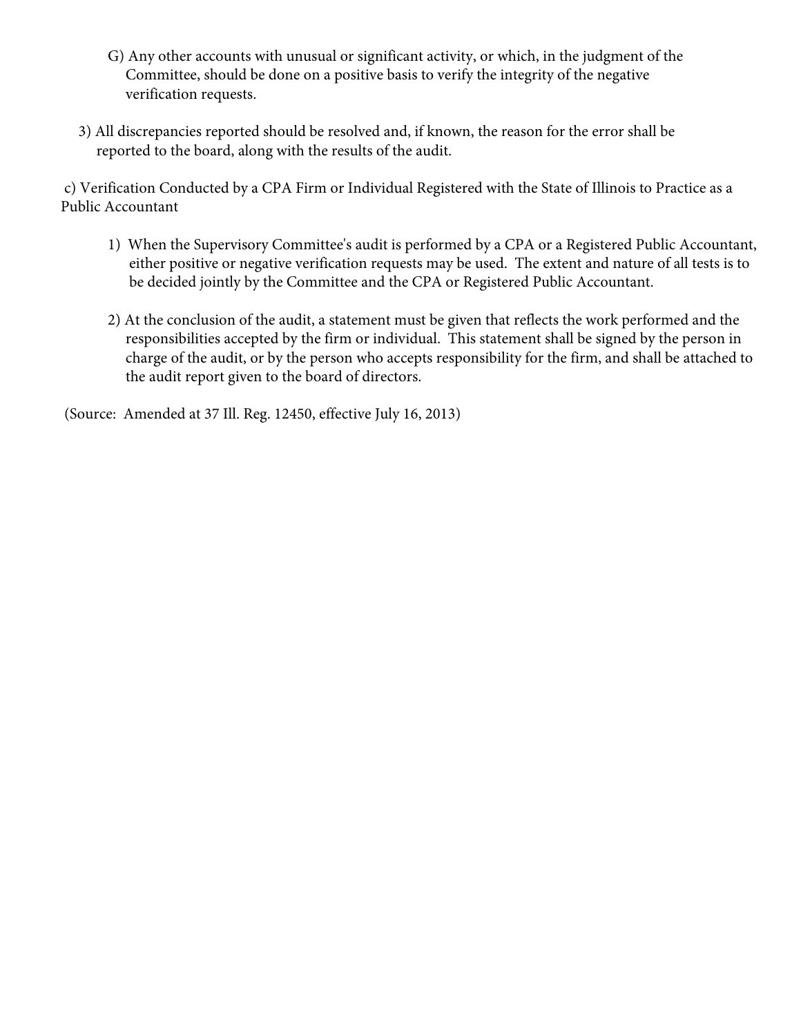G) Any other accounts with unusual or significant activity, or which, in the judgment of the Committee, should be done on a positive basis to verify the integrity of the negative verification requests.

3) All discrepancies reported should be resolved and, if known, the reason for the error shall be reported to the board, along with the results of the audit.

c) Verification Conducted by a CPA Firm or Individual Registered with the State of Illinois to Practice as a Public Accountant

1) When the Supervisory Committee's audit is performed by a CPA or a Registered Public Accountant, either positive or negative verification requests may be used. The extent and nature of all tests is to be decided jointly by the Committee and the CPA or Registered Public Accountant.

2) At the conclusion of the audit, a statement must be given that reflects the work performed and the responsibilities accepted by the firm or individual. This statement shall be signed by the person in charge of the audit, or by the person who accepts responsibility for the firm, and shall be attached to the audit report given to the board of directors.

(Source: Amended at 37 Ill. Reg. 12450, effective July 16, 2013)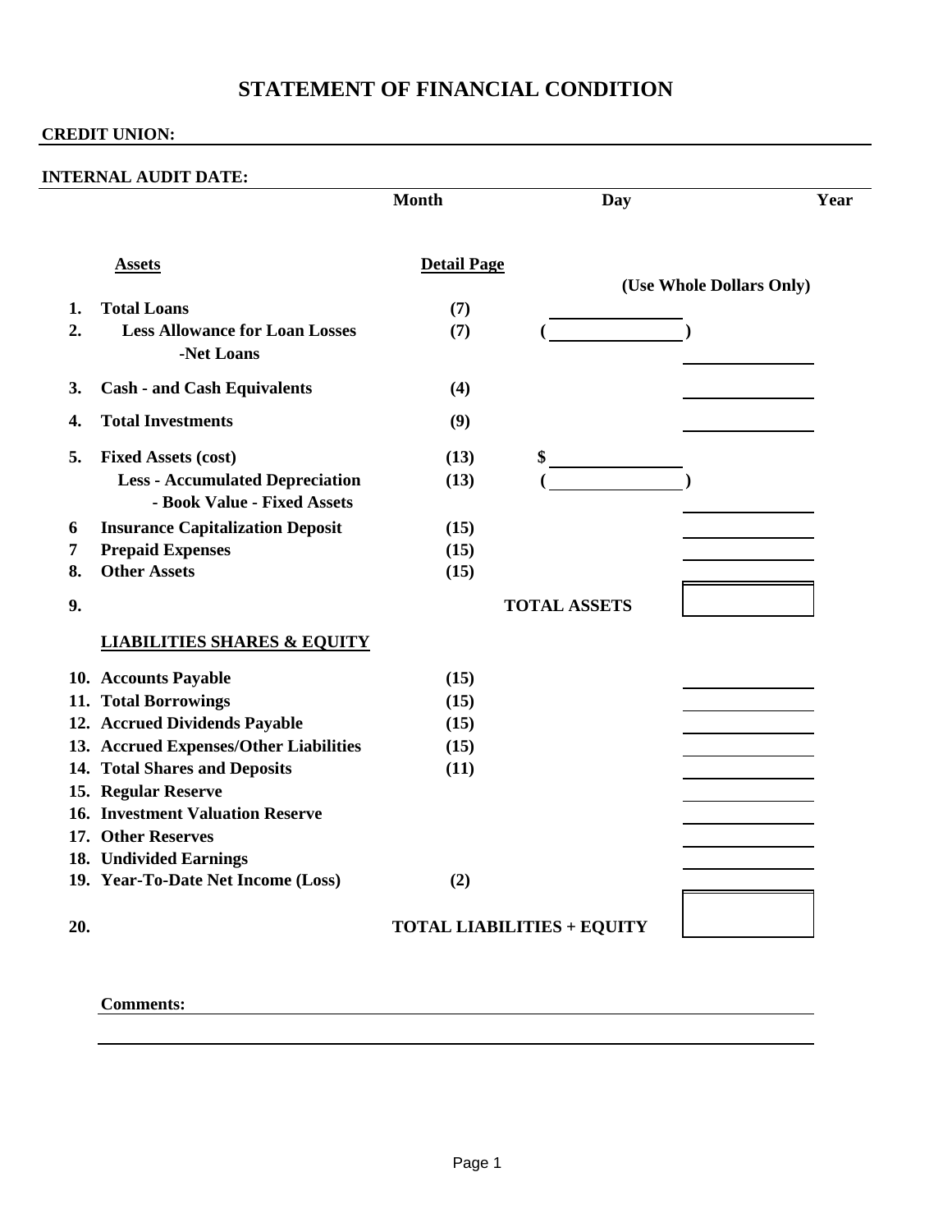# STATEMENT OF FINANCIAL CONDITION

**CREDIT UNION:** ____________________

**INTERNAL AUDIT DATE:** ____________________

| | | Month | Day | Year |
|---|---|---|---|---|

| | Assets | Detail Page | | (Use Whole Dollars Only) |
|---|---|---|---|---|
| 1. | **Total Loans** | (7) | ________ | |
| 2. | **Less Allowance for Loan Losses** | (7) | ( ________ ) | |
| | **-Net Loans** | | | ________ |
| 3. | **Cash - and Cash Equivalents** | (4) | | ________ |
| 4. | **Total Investments** | (9) | | ________ |
| 5. | **Fixed Assets (cost)** | (13) | $ ________ | |
| | **Less - Accumulated Depreciation** | (13) | ( ________ ) | |
| | **- Book Value - Fixed Assets** | | | ________ |
| 6 | **Insurance Capitalization Deposit** | (15) | | ________ |
| 7 | **Prepaid Expenses** | (15) | | ________ |
| 8. | **Other Assets** | (15) | | ________ |
| 9. | | | **TOTAL ASSETS** | ________ |

| | LIABILITIES SHARES & EQUITY | | | |
|---|---|---|---|---|
| 10. | **Accounts Payable** | (15) | | ________ |
| 11. | **Total Borrowings** | (15) | | ________ |
| 12. | **Accrued Dividends Payable** | (15) | | ________ |
| 13. | **Accrued Expenses/Other Liabilities** | (15) | | ________ |
| 14. | **Total Shares and Deposits** | (11) | | ________ |
| 15. | **Regular Reserve** | | | ________ |
| 16. | **Investment Valuation Reserve** | | | ________ |
| 17. | **Other Reserves** | | | ________ |
| 18. | **Undivided Earnings** | | | ________ |
| 19. | **Year-To-Date Net Income (Loss)** | (2) | | ________ |
| 20. | | | **TOTAL LIABILITIES + EQUITY** | ________ |

**Comments:** ____________________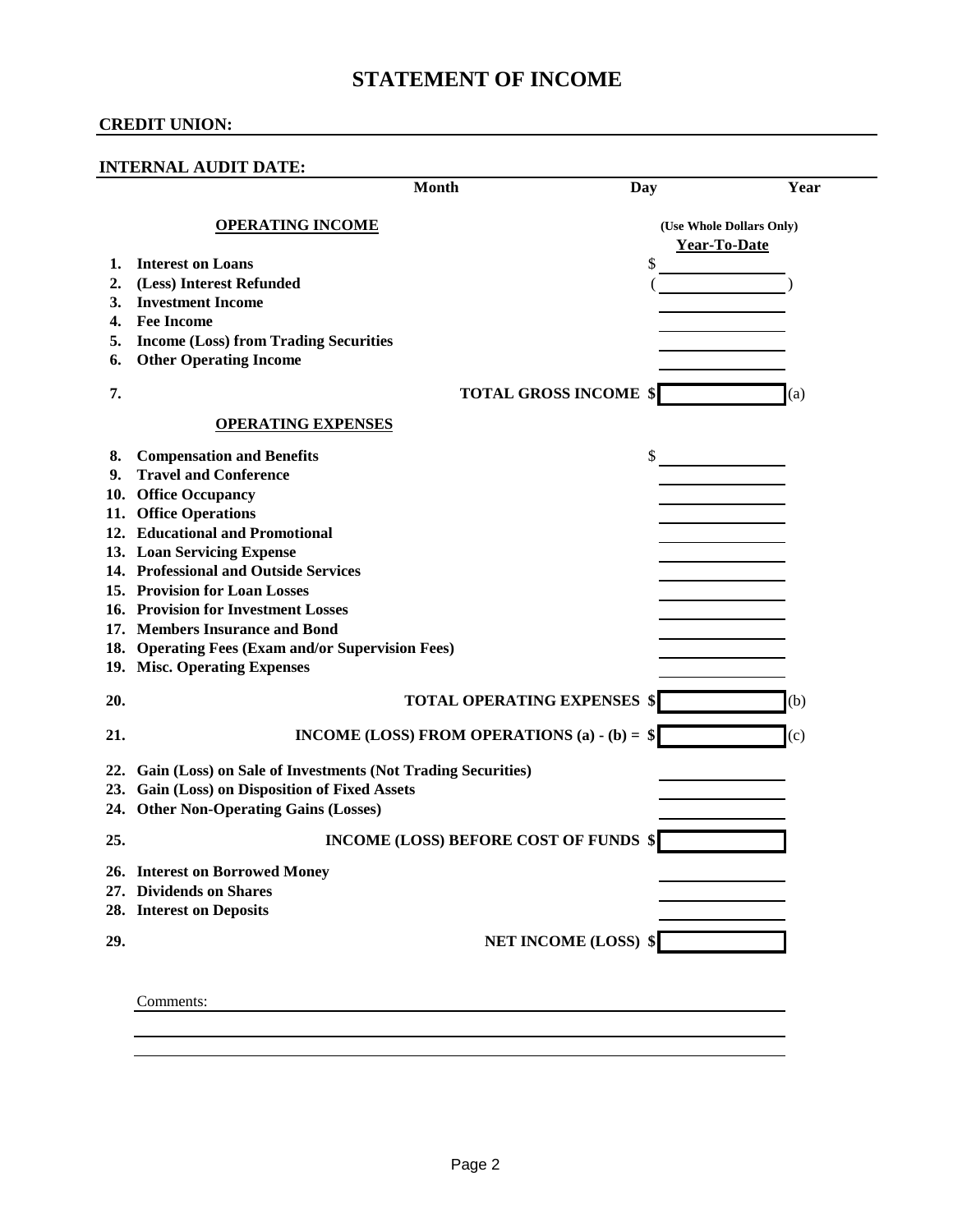# STATEMENT OF INCOME

**CREDIT UNION:** ______________________________

**INTERNAL AUDIT DATE:** ______________________________

| | Month | Day | Year |
|---|---|---|---|

| | **OPERATING INCOME** | (Use Whole Dollars Only) **Year-To-Date** | |
|---|---|---|---|
| **1.** | **Interest on Loans** | $ ________ | |
| **2.** | **(Less) Interest Refunded** | ( ________ ) | |
| **3.** | **Investment Income** | ________ | |
| **4.** | **Fee Income** | ________ | |
| **5.** | **Income (Loss) from Trading Securities** | ________ | |
| **6.** | **Other Operating Income** | ________ | |
| **7.** | **TOTAL GROSS INCOME** | $ ________ | (a) |
| | **OPERATING EXPENSES** | | |
| **8.** | **Compensation and Benefits** | $ ________ | |
| **9.** | **Travel and Conference** | ________ | |
| **10.** | **Office Occupancy** | ________ | |
| **11.** | **Office Operations** | ________ | |
| **12.** | **Educational and Promotional** | ________ | |
| **13.** | **Loan Servicing Expense** | ________ | |
| **14.** | **Professional and Outside Services** | ________ | |
| **15.** | **Provision for Loan Losses** | ________ | |
| **16.** | **Provision for Investment Losses** | ________ | |
| **17.** | **Members Insurance and Bond** | ________ | |
| **18.** | **Operating Fees (Exam and/or Supervision Fees)** | ________ | |
| **19.** | **Misc. Operating Expenses** | ________ | |
| **20.** | **TOTAL OPERATING EXPENSES** | $ ________ | (b) |
| **21.** | **INCOME (LOSS) FROM OPERATIONS (a) - (b) =** | $ ________ | (c) |
| **22.** | **Gain (Loss) on Sale of Investments (Not Trading Securities)** | ________ | |
| **23.** | **Gain (Loss) on Disposition of Fixed Assets** | ________ | |
| **24.** | **Other Non-Operating Gains (Losses)** | ________ | |
| **25.** | **INCOME (LOSS) BEFORE COST OF FUNDS** | $ ________ | |
| **26.** | **Interest on Borrowed Money** | ________ | |
| **27.** | **Dividends on Shares** | ________ | |
| **28.** | **Interest on Deposits** | ________ | |
| **29.** | **NET INCOME (LOSS)** | $ ________ | |

Comments: ______________________________

______________________________

______________________________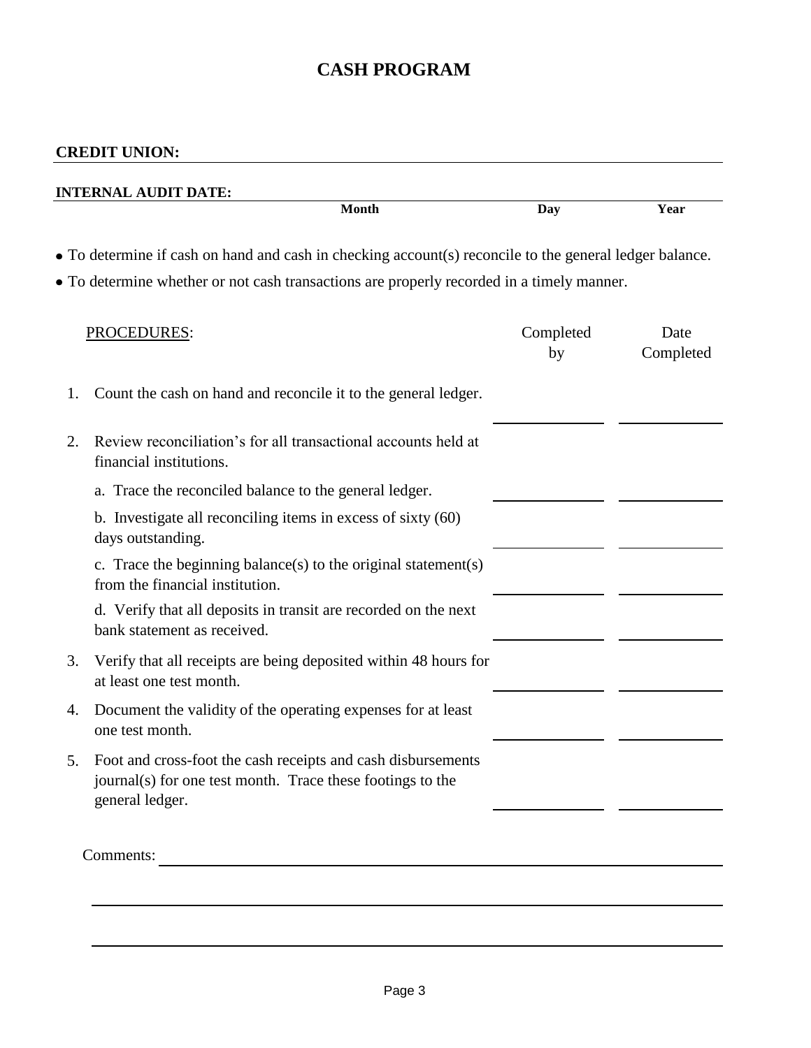# CASH PROGRAM

**CREDIT UNION:** ______________________________

**INTERNAL AUDIT DATE:** ______________________________
Month Day Year

- To determine if cash on hand and cash in checking account(s) reconcile to the general ledger balance.
- To determine whether or not cash transactions are properly recorded in a timely manner.

| PROCEDURES: | Completed by | Date Completed |
|---|---|---|
| 1. Count the cash on hand and reconcile it to the general ledger. | ________ | ________ |
| 2. Review reconciliation's for all transactional accounts held at financial institutions. | | |
| a. Trace the reconciled balance to the general ledger. | ________ | ________ |
| b. Investigate all reconciling items in excess of sixty (60) days outstanding. | ________ | ________ |
| c. Trace the beginning balance(s) to the original statement(s) from the financial institution. | ________ | ________ |
| d. Verify that all deposits in transit are recorded on the next bank statement as received. | ________ | ________ |
| 3. Verify that all receipts are being deposited within 48 hours for at least one test month. | ________ | ________ |
| 4. Document the validity of the operating expenses for at least one test month. | ________ | ________ |
| 5. Foot and cross-foot the cash receipts and cash disbursements journal(s) for one test month. Trace these footings to the general ledger. | ________ | ________ |

Comments: ______________________________

______________________________

______________________________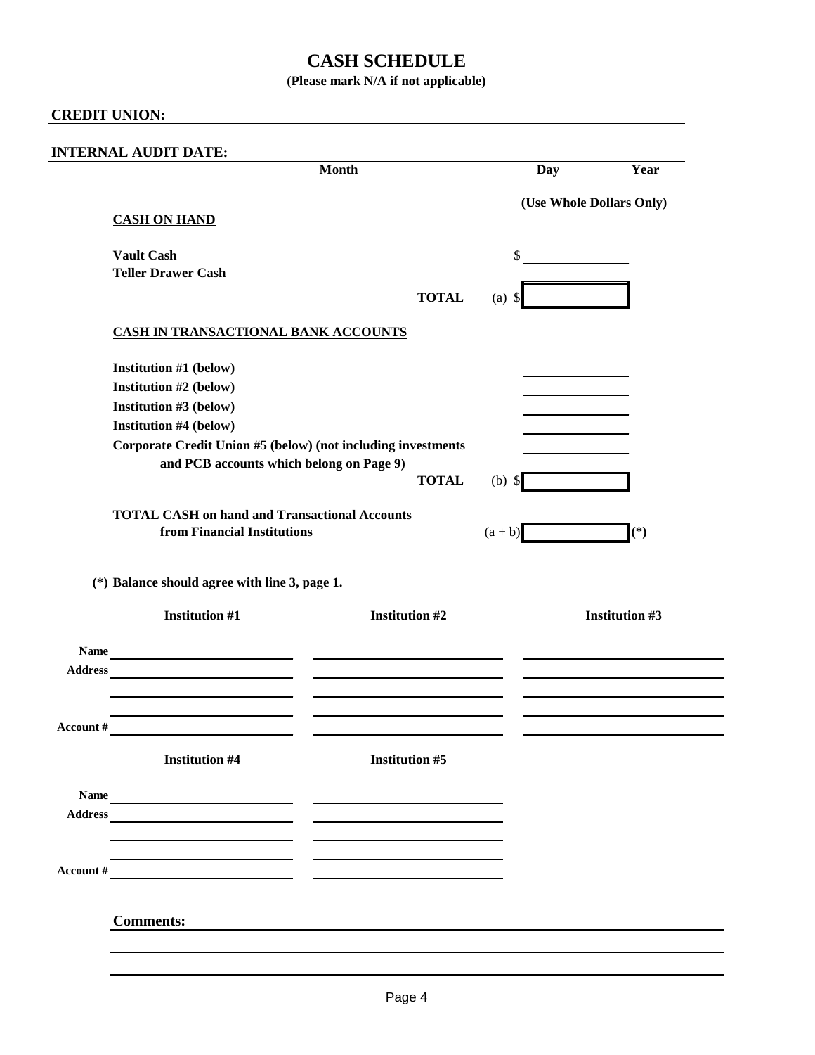# CASH SCHEDULE

**(Please mark N/A if not applicable)**

**CREDIT UNION:** ______________________________________________

**INTERNAL AUDIT DATE:** ______________________________________________

| | Month | Day | Year |
|---|---|---|---|

**(Use Whole Dollars Only)**

**CASH ON HAND**

| | | |
|---|---|---|
| **Vault Cash** | | $ ________ |
| **Teller Drawer Cash** | | |
| | **TOTAL** | (a) $ ________ |

**CASH IN TRANSACTIONAL BANK ACCOUNTS**

| | | |
|---|---|---|
| **Institution #1 (below)** | | ________ |
| **Institution #2 (below)** | | ________ |
| **Institution #3 (below)** | | ________ |
| **Institution #4 (below)** | | ________ |
| **Corporate Credit Union #5 (below) (not including investments and PCB accounts which belong on Page 9)** | | ________ |
| | **TOTAL** | (b) $ ________ |

| | | |
|---|---|---|
| **TOTAL CASH on hand and Transactional Accounts from Financial Institutions** | (a + b) ________ | **(*)** |

**(*) Balance should agree with line 3, page 1.**

| | Institution #1 | Institution #2 | Institution #3 |
|---|---|---|---|
| **Name** | | | |
| **Address** | | | |
| | | | |
| | | | |
| **Account #** | | | |

| | Institution #4 | Institution #5 |
|---|---|---|
| **Name** | | |
| **Address** | | |
| | | |
| | | |
| **Account #** | | |

**Comments:** ______________________________________________

______________________________________________

______________________________________________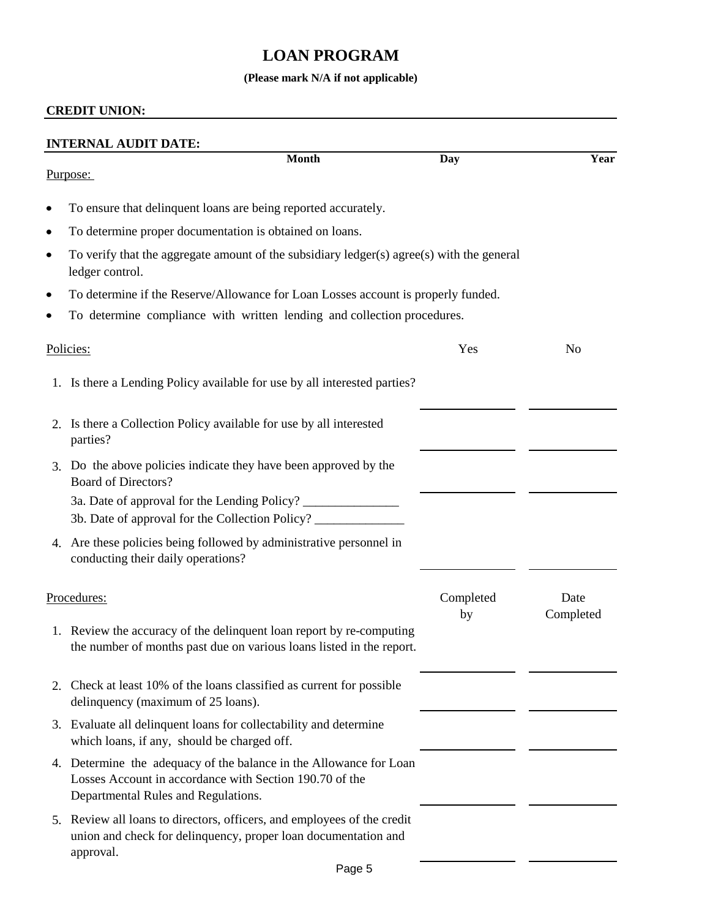# LOAN PROGRAM

**(Please mark N/A if not applicable)**

**CREDIT UNION:** ____________________

**INTERNAL AUDIT DATE:** ____________________

| | Month | Day | Year |
|---|---|---|---|

Purpose:

- To ensure that delinquent loans are being reported accurately.
- To determine proper documentation is obtained on loans.
- To verify that the aggregate amount of the subsidiary ledger(s) agree(s) with the general ledger control.
- To determine if the Reserve/Allowance for Loan Losses account is properly funded.
- To determine compliance with written lending and collection procedures.

| Policies: | Yes | No |
|---|---|---|
| 1. Is there a Lending Policy available for use by all interested parties? | ______ | ______ |
| 2. Is there a Collection Policy available for use by all interested parties? | ______ | ______ |
| 3. Do the above policies indicate they have been approved by the Board of Directors?<br>3a. Date of approval for the Lending Policy? _______________<br>3b. Date of approval for the Collection Policy? ______________ | ______ | ______ |
| 4. Are these policies being followed by administrative personnel in conducting their daily operations? | ______ | ______ |

| Procedures: | Completed by | Date Completed |
|---|---|---|
| 1. Review the accuracy of the delinquent loan report by re-computing the number of months past due on various loans listed in the report. | ______ | ______ |
| 2. Check at least 10% of the loans classified as current for possible delinquency (maximum of 25 loans). | ______ | ______ |
| 3. Evaluate all delinquent loans for collectability and determine which loans, if any, should be charged off. | ______ | ______ |
| 4. Determine the adequacy of the balance in the Allowance for Loan Losses Account in accordance with Section 190.70 of the Departmental Rules and Regulations. | ______ | ______ |
| 5. Review all loans to directors, officers, and employees of the credit union and check for delinquency, proper loan documentation and approval. | ______ | ______ |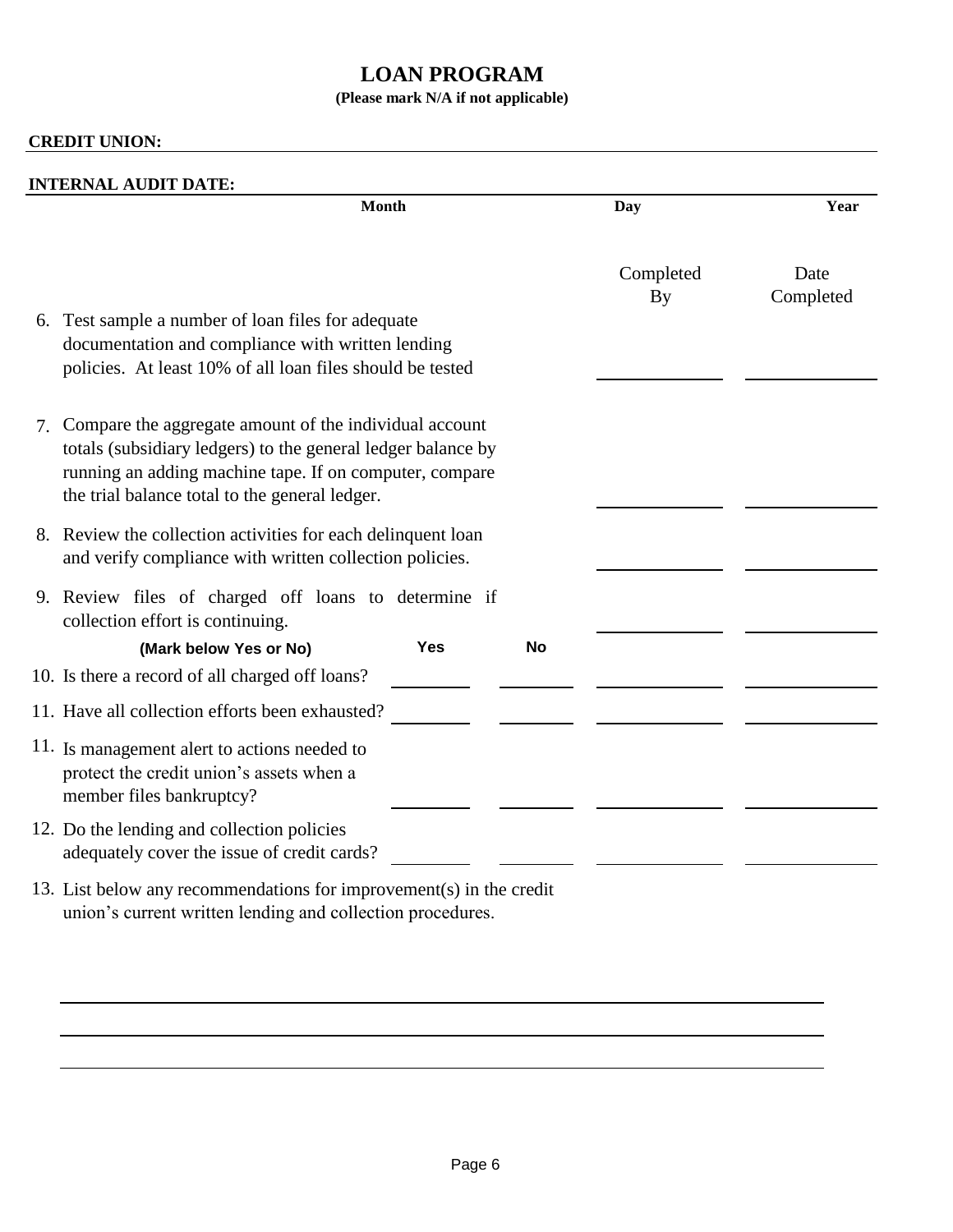# LOAN PROGRAM

**(Please mark N/A if not applicable)**

**CREDIT UNION:** ______________________________

**INTERNAL AUDIT DATE:** ______________________________

| Month | Day | Year |
|---|---|---|
| | | |

| | Yes | No | Completed By | Date Completed |
|---|---|---|---|---|
| 6. Test sample a number of loan files for adequate documentation and compliance with written lending policies. At least 10% of all loan files should be tested | | | | |
| 7. Compare the aggregate amount of the individual account totals (subsidiary ledgers) to the general ledger balance by running an adding machine tape. If on computer, compare the trial balance total to the general ledger. | | | | |
| 8. Review the collection activities for each delinquent loan and verify compliance with written collection policies. | | | | |
| 9. Review files of charged off loans to determine if collection effort is continuing. | | | | |
| **(Mark below Yes or No)** | **Yes** | **No** | | |
| 10. Is there a record of all charged off loans? | | | | |
| 11. Have all collection efforts been exhausted? | | | | |
| 11. Is management alert to actions needed to protect the credit union's assets when a member files bankruptcy? | | | | |
| 12. Do the lending and collection policies adequately cover the issue of credit cards? | | | | |

13. List below any recommendations for improvement(s) in the credit union's current written lending and collection procedures.

______________________________

______________________________

______________________________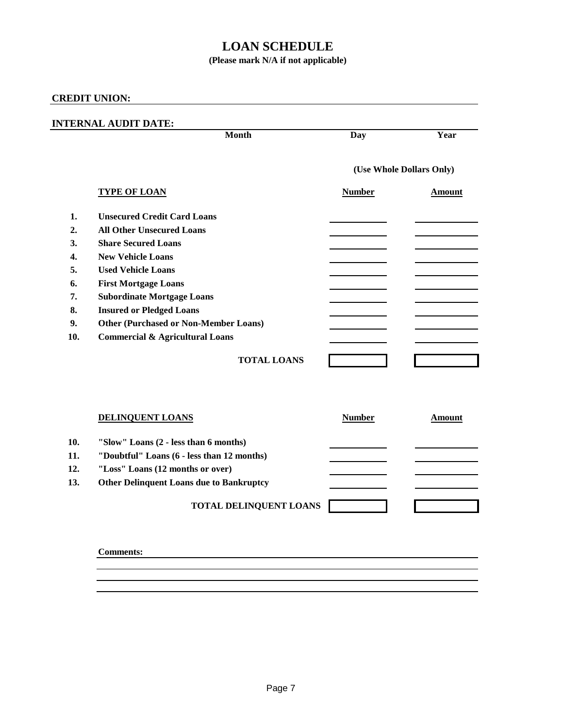# LOAN SCHEDULE

**(Please mark N/A if not applicable)**

**CREDIT UNION:** ______________________________

**INTERNAL AUDIT DATE:** ______________________________

| Month | Day | Year |
|---|---|---|
| | | |

**(Use Whole Dollars Only)**

| | TYPE OF LOAN | Number | Amount |
|---|---|---|---|
| 1. | Unsecured Credit Card Loans | | |
| 2. | All Other Unsecured Loans | | |
| 3. | Share Secured Loans | | |
| 4. | New Vehicle Loans | | |
| 5. | Used Vehicle Loans | | |
| 6. | First Mortgage Loans | | |
| 7. | Subordinate Mortgage Loans | | |
| 8. | Insured or Pledged Loans | | |
| 9. | Other (Purchased or Non-Member Loans) | | |
| 10. | Commercial & Agricultural Loans | | |
| | **TOTAL LOANS** | | |

| | DELINQUENT LOANS | Number | Amount |
|---|---|---|---|
| 10. | "Slow" Loans (2 - less than 6 months) | | |
| 11. | "Doubtful" Loans (6 - less than 12 months) | | |
| 12. | "Loss" Loans (12 months or over) | | |
| 13. | Other Delinquent Loans due to Bankruptcy | | |
| | **TOTAL DELINQUENT LOANS** | | |

**Comments:** ______________________________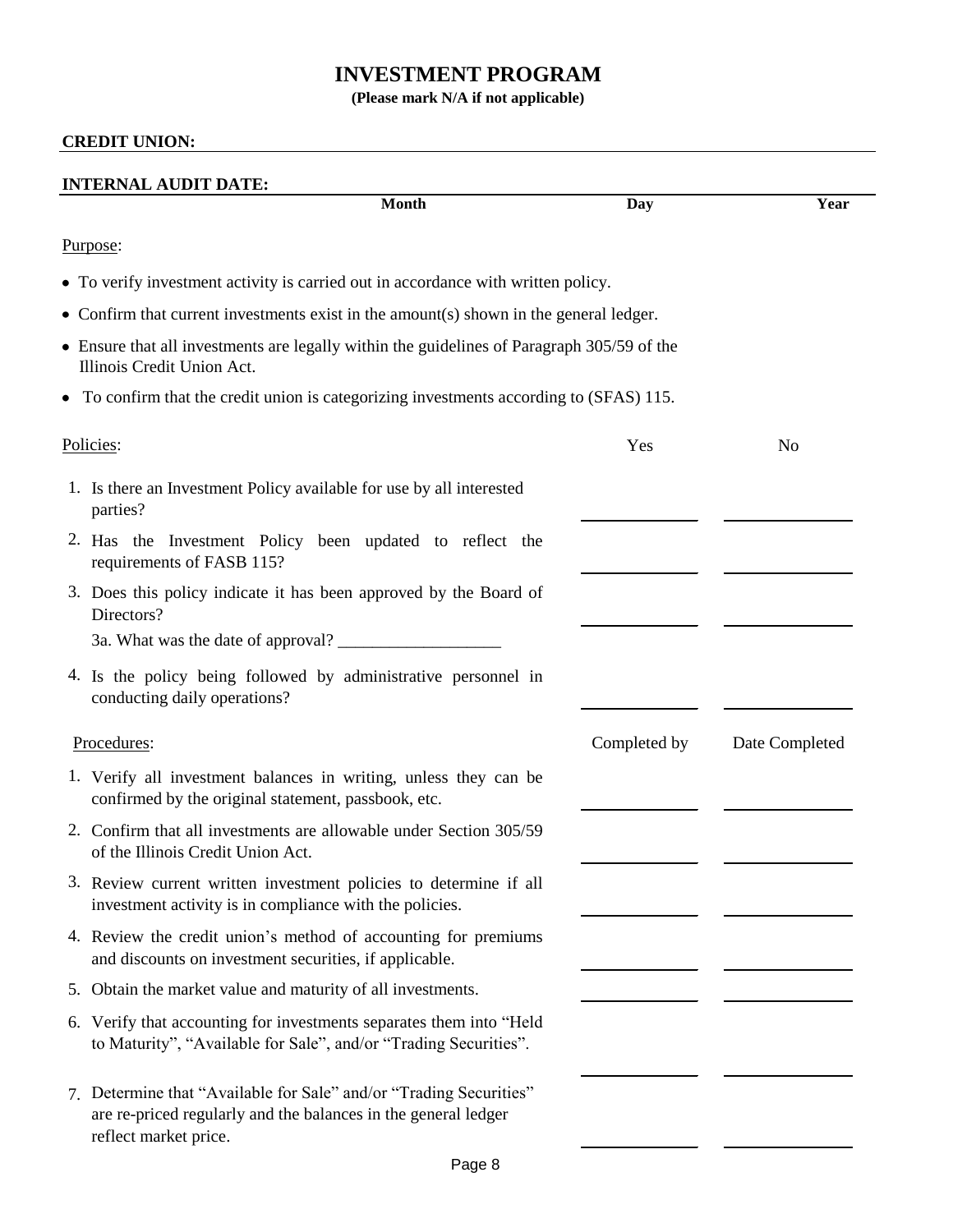# INVESTMENT PROGRAM

**(Please mark N/A if not applicable)**

**CREDIT UNION:** ______________________________

**INTERNAL AUDIT DATE:** ______________________________

| Month | Day | Year |
|---|---|---|

Purpose:

- To verify investment activity is carried out in accordance with written policy.
- Confirm that current investments exist in the amount(s) shown in the general ledger.
- Ensure that all investments are legally within the guidelines of Paragraph 305/59 of the Illinois Credit Union Act.
- To confirm that the credit union is categorizing investments according to (SFAS) 115.

| Policies: | Yes | No |
|---|---|---|
| 1. Is there an Investment Policy available for use by all interested parties? | ______ | ______ |
| 2. Has the Investment Policy been updated to reflect the requirements of FASB 115? | ______ | ______ |
| 3. Does this policy indicate it has been approved by the Board of Directors?<br>3a. What was the date of approval? ___________________ | ______ | ______ |
| 4. Is the policy being followed by administrative personnel in conducting daily operations? | ______ | ______ |

| Procedures: | Completed by | Date Completed |
|---|---|---|
| 1. Verify all investment balances in writing, unless they can be confirmed by the original statement, passbook, etc. | ______ | ______ |
| 2. Confirm that all investments are allowable under Section 305/59 of the Illinois Credit Union Act. | ______ | ______ |
| 3. Review current written investment policies to determine if all investment activity is in compliance with the policies. | ______ | ______ |
| 4. Review the credit union's method of accounting for premiums and discounts on investment securities, if applicable. | ______ | ______ |
| 5. Obtain the market value and maturity of all investments. | ______ | ______ |
| 6. Verify that accounting for investments separates them into "Held to Maturity", "Available for Sale", and/or "Trading Securities". | ______ | ______ |
| 7. Determine that "Available for Sale" and/or "Trading Securities" are re-priced regularly and the balances in the general ledger reflect market price. | ______ | ______ |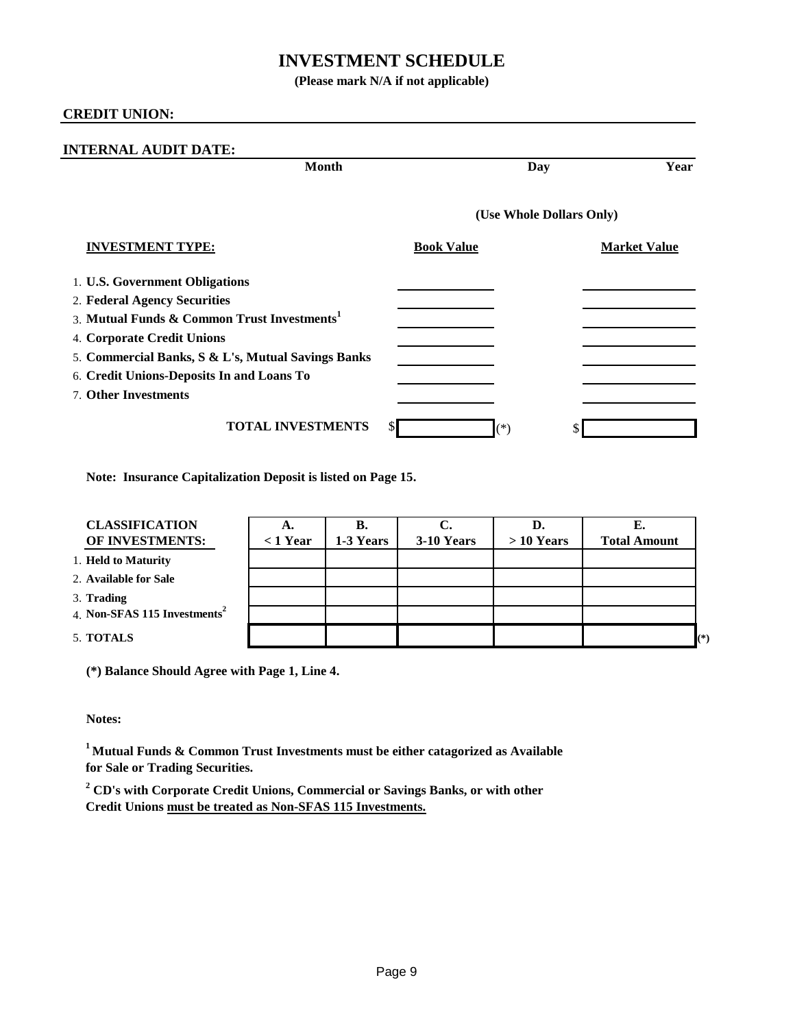# INVESTMENT SCHEDULE

**(Please mark N/A if not applicable)**

**CREDIT UNION:** ____________________

**INTERNAL AUDIT DATE:** ____________________

| Month | Day | Year |
|---|---|---|
| | | |

**(Use Whole Dollars Only)**

| INVESTMENT TYPE: | Book Value | Market Value |
|---|---|---|
| 1. **U.S. Government Obligations** | | |
| 2. **Federal Agency Securities** | | |
| 3. **Mutual Funds & Common Trust Investments**[1] | | |
| 4. **Corporate Credit Unions** | | |
| 5. **Commercial Banks, S & L's, Mutual Savings Banks** | | |
| 6. **Credit Unions-Deposits In and Loans To** | | |
| 7. **Other Investments** | | |
| **TOTAL INVESTMENTS** | $ (*) | $ |

**Note: Insurance Capitalization Deposit is listed on Page 15.**

| CLASSIFICATION OF INVESTMENTS: | A. < 1 Year | B. 1-3 Years | C. 3-10 Years | D. > 10 Years | E. Total Amount |
|---|---|---|---|---|---|
| 1. **Held to Maturity** | | | | | |
| 2. **Available for Sale** | | | | | |
| 3. **Trading** | | | | | |
| 4. **Non-SFAS 115 Investments**[2] | | | | | |
| 5. **TOTALS** | | | | | (*) |

**(*) Balance Should Agree with Page 1, Line 4.**

**Notes:**

**[1] Mutual Funds & Common Trust Investments must be either catagorized as Available for Sale or Trading Securities.**

**[2] CD's with Corporate Credit Unions, Commercial or Savings Banks, or with other Credit Unions must be treated as Non-SFAS 115 Investments.**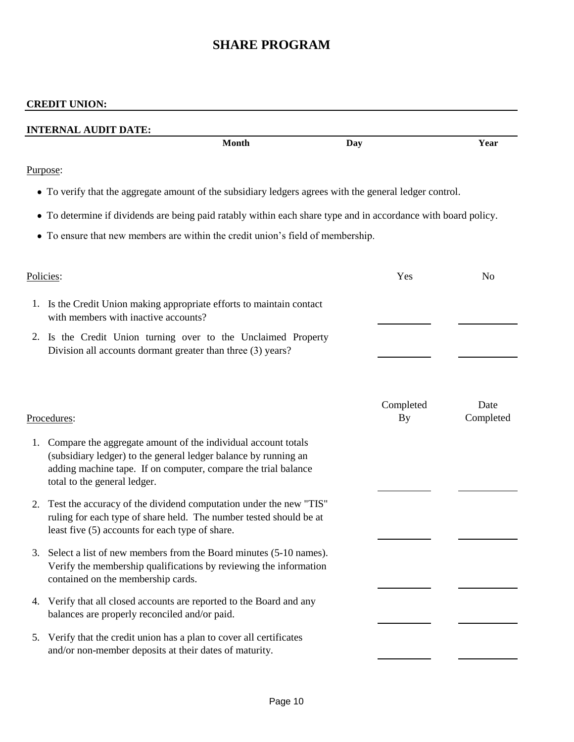# SHARE PROGRAM

**CREDIT UNION:** ______________________________

**INTERNAL AUDIT DATE:** ______________________________

| | Month | Day | Year |
|---|---|---|---|

Purpose:

- To verify that the aggregate amount of the subsidiary ledgers agrees with the general ledger control.
- To determine if dividends are being paid ratably within each share type and in accordance with board policy.
- To ensure that new members are within the credit union's field of membership.

| Policies: | Yes | No |
|---|---|---|
| 1. Is the Credit Union making appropriate efforts to maintain contact with members with inactive accounts? | ______ | ______ |
| 2. Is the Credit Union turning over to the Unclaimed Property Division all accounts dormant greater than three (3) years? | ______ | ______ |

| Procedures: | Completed By | Date Completed |
|---|---|---|
| 1. Compare the aggregate amount of the individual account totals (subsidiary ledger) to the general ledger balance by running an adding machine tape. If on computer, compare the trial balance total to the general ledger. | ______ | ______ |
| 2. Test the accuracy of the dividend computation under the new "TIS" ruling for each type of share held. The number tested should be at least five (5) accounts for each type of share. | ______ | ______ |
| 3. Select a list of new members from the Board minutes (5-10 names). Verify the membership qualifications by reviewing the information contained on the membership cards. | ______ | ______ |
| 4. Verify that all closed accounts are reported to the Board and any balances are properly reconciled and/or paid. | ______ | ______ |
| 5. Verify that the credit union has a plan to cover all certificates and/or non-member deposits at their dates of maturity. | ______ | ______ |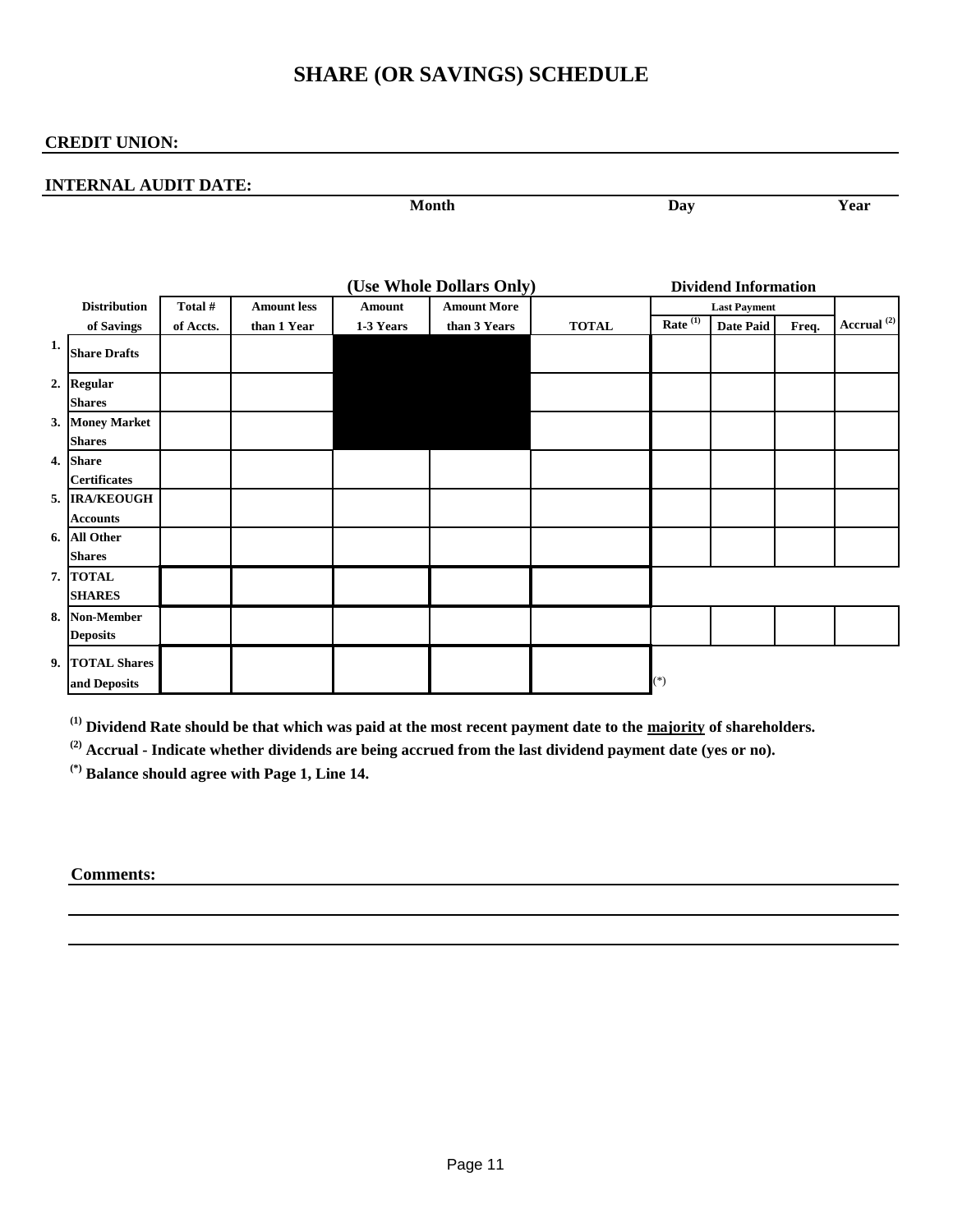# SHARE (OR SAVINGS) SCHEDULE

**CREDIT UNION:** ______________________________

**INTERNAL AUDIT DATE:** ______________________________

Month Day Year

| | (Use Whole Dollars Only) | | | | | | Dividend Information | | | |
|---|---|---|---|---|---|---|---|---|---|---|
| | | | | | | | Last Payment | | | |
| **Distribution of Savings** | **Total # of Accts.** | **Amount less than 1 Year** | **Amount 1-3 Years** | **Amount More than 3 Years** | **TOTAL** | **Rate [1]** | **Date Paid** | **Freq.** | **Accrual [2]** |
| **1. Share Drafts** | | | | | | | | | |
| **2. Regular Shares** | | | | | | | | | |
| **3. Money Market Shares** | | | | | | | | | |
| **4. Share Certificates** | | | | | | | | | |
| **5. IRA/KEOUGH Accounts** | | | | | | | | | |
| **6. All Other Shares** | | | | | | | | | |
| **7. TOTAL SHARES** | | | | | | | | | |
| **8. Non-Member Deposits** | | | | | | | | | |
| **9. TOTAL Shares and Deposits** | | | | | | (*) | | | |

**[1] Dividend Rate should be that which was paid at the most recent payment date to the majority of shareholders.**

**[2] Accrual - Indicate whether dividends are being accrued from the last dividend payment date (yes or no).**

**(*) Balance should agree with Page 1, Line 14.**

**Comments:** ______________________________

______________________________

______________________________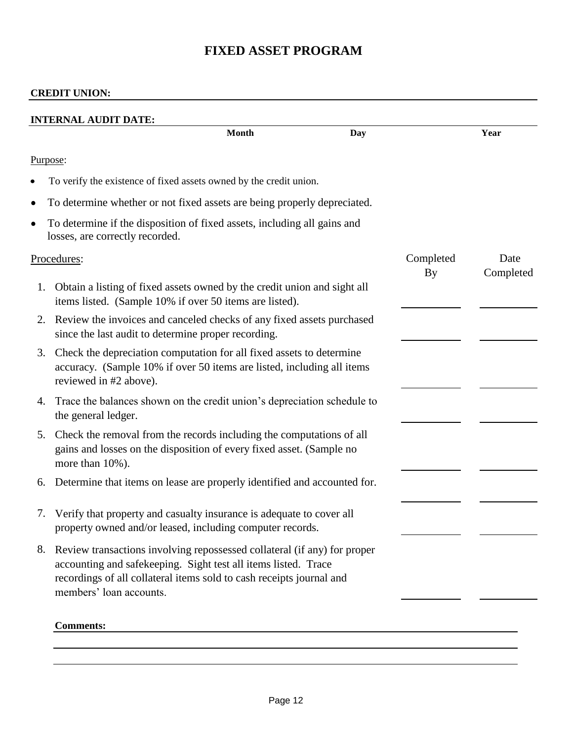# FIXED ASSET PROGRAM

**CREDIT UNION:** ______________________________

**INTERNAL AUDIT DATE:** ______________________________
**Month** **Day** **Year**

Purpose:

- To verify the existence of fixed assets owned by the credit union.
- To determine whether or not fixed assets are being properly depreciated.
- To determine if the disposition of fixed assets, including all gains and losses, are correctly recorded.

| Procedures: | Completed By | Date Completed |
|---|---|---|
| 1. Obtain a listing of fixed assets owned by the credit union and sight all items listed. (Sample 10% if over 50 items are listed). | ________ | ________ |
| 2. Review the invoices and canceled checks of any fixed assets purchased since the last audit to determine proper recording. | ________ | ________ |
| 3. Check the depreciation computation for all fixed assets to determine accuracy. (Sample 10% if over 50 items are listed, including all items reviewed in #2 above). | ________ | ________ |
| 4. Trace the balances shown on the credit union's depreciation schedule to the general ledger. | ________ | ________ |
| 5. Check the removal from the records including the computations of all gains and losses on the disposition of every fixed asset. (Sample no more than 10%). | ________ | ________ |
| 6. Determine that items on lease are properly identified and accounted for. | ________ | ________ |
| 7. Verify that property and casualty insurance is adequate to cover all property owned and/or leased, including computer records. | ________ | ________ |
| 8. Review transactions involving repossessed collateral (if any) for proper accounting and safekeeping. Sight test all items listed. Trace recordings of all collateral items sold to cash receipts journal and members' loan accounts. | ________ | ________ |

**Comments:** ______________________________

______________________________

______________________________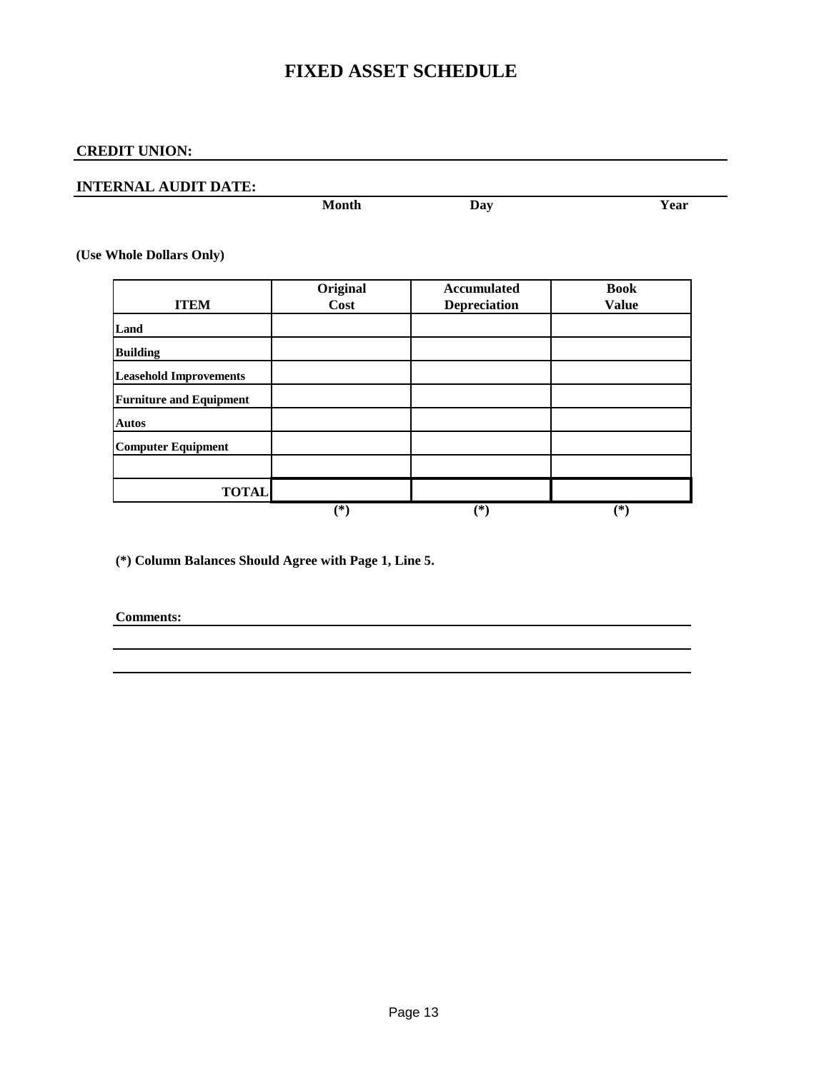# FIXED ASSET SCHEDULE

**CREDIT UNION:** ______________________________________________

**INTERNAL AUDIT DATE:** ______________________________________________

**Month** **Day** **Year**

**(Use Whole Dollars Only)**

| ITEM | Original Cost | Accumulated Depreciation | Book Value |
|---|---|---|---|
| **Land** | | | |
| **Building** | | | |
| **Leasehold Improvements** | | | |
| **Furniture and Equipment** | | | |
| **Autos** | | | |
| **Computer Equipment** | | | |
| | | | |
| **TOTAL** | | | |
| | (*) | (*) | (*) |

**(*) Column Balances Should Agree with Page 1, Line 5.**

**Comments:** ______________________________________________

______________________________________________

______________________________________________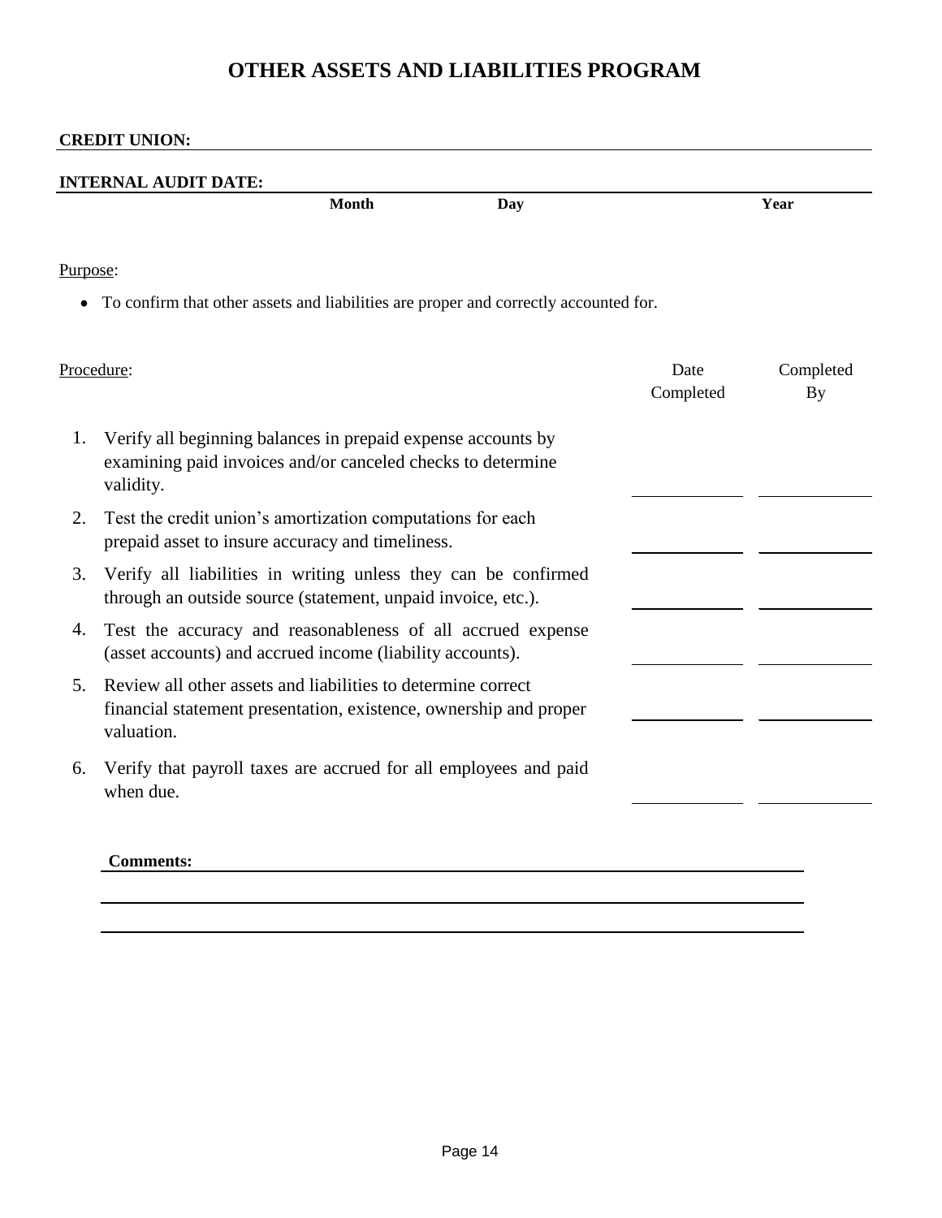# OTHER ASSETS AND LIABILITIES PROGRAM

**CREDIT UNION:** ______________________________

**INTERNAL AUDIT DATE:** ______________________________

**Month** **Day** **Year**

Purpose:

- To confirm that other assets and liabilities are proper and correctly accounted for.

| Procedure: | Date Completed | Completed By |
|---|---|---|
| 1. Verify all beginning balances in prepaid expense accounts by examining paid invoices and/or canceled checks to determine validity. | ________ | ________ |
| 2. Test the credit union's amortization computations for each prepaid asset to insure accuracy and timeliness. | ________ | ________ |
| 3. Verify all liabilities in writing unless they can be confirmed through an outside source (statement, unpaid invoice, etc.). | ________ | ________ |
| 4. Test the accuracy and reasonableness of all accrued expense (asset accounts) and accrued income (liability accounts). | ________ | ________ |
| 5. Review all other assets and liabilities to determine correct financial statement presentation, existence, ownership and proper valuation. | ________ | ________ |
| 6. Verify that payroll taxes are accrued for all employees and paid when due. | ________ | ________ |

**Comments:** ______________________________

______________________________

______________________________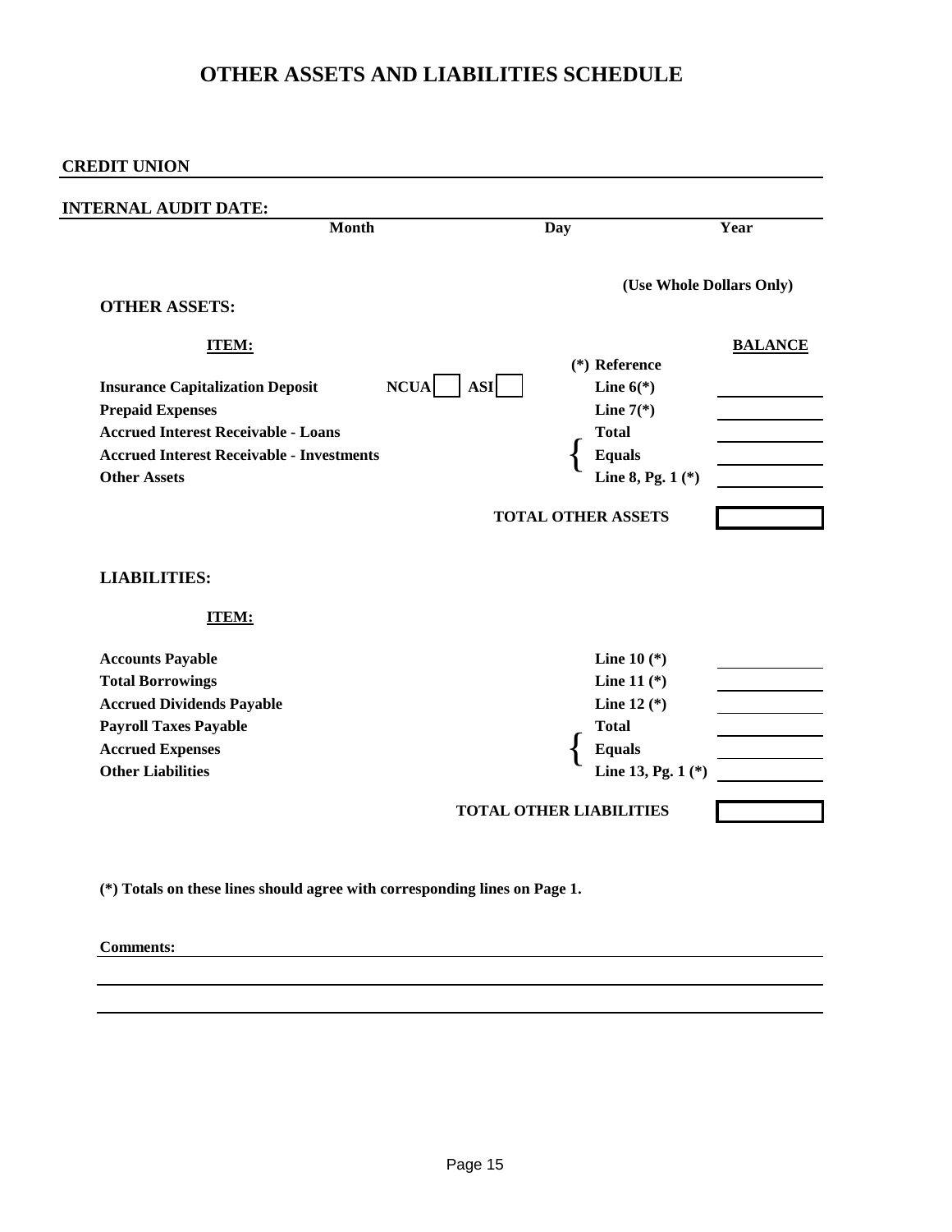# OTHER ASSETS AND LIABILITIES SCHEDULE

**CREDIT UNION** ______________________________

**INTERNAL AUDIT DATE:** ______________________________

| Month | Day | Year |
|---|---|---|

**(Use Whole Dollars Only)**

## OTHER ASSETS:

| ITEM: | | (*) Reference | BALANCE |
|---|---|---|---|
| **Insurance Capitalization Deposit** | NCUA [ ] ASI [ ] | Line 6(*) | |
| **Prepaid Expenses** | | Line 7(*) | |
| **Accrued Interest Receivable - Loans** | | Total | |
| **Accrued Interest Receivable - Investments** | | Equals | |
| **Other Assets** | | Line 8, Pg. 1 (*) | |
| | | **TOTAL OTHER ASSETS** | |

## LIABILITIES:

| ITEM: | | |
|---|---|---|
| **Accounts Payable** | Line 10 (*) | |
| **Total Borrowings** | Line 11 (*) | |
| **Accrued Dividends Payable** | Line 12 (*) | |
| **Payroll Taxes Payable** | Total | |
| **Accrued Expenses** | Equals | |
| **Other Liabilities** | Line 13, Pg. 1 (*) | |
| | **TOTAL OTHER LIABILITIES** | |

**(*) Totals on these lines should agree with corresponding lines on Page 1.**

**Comments:** ______________________________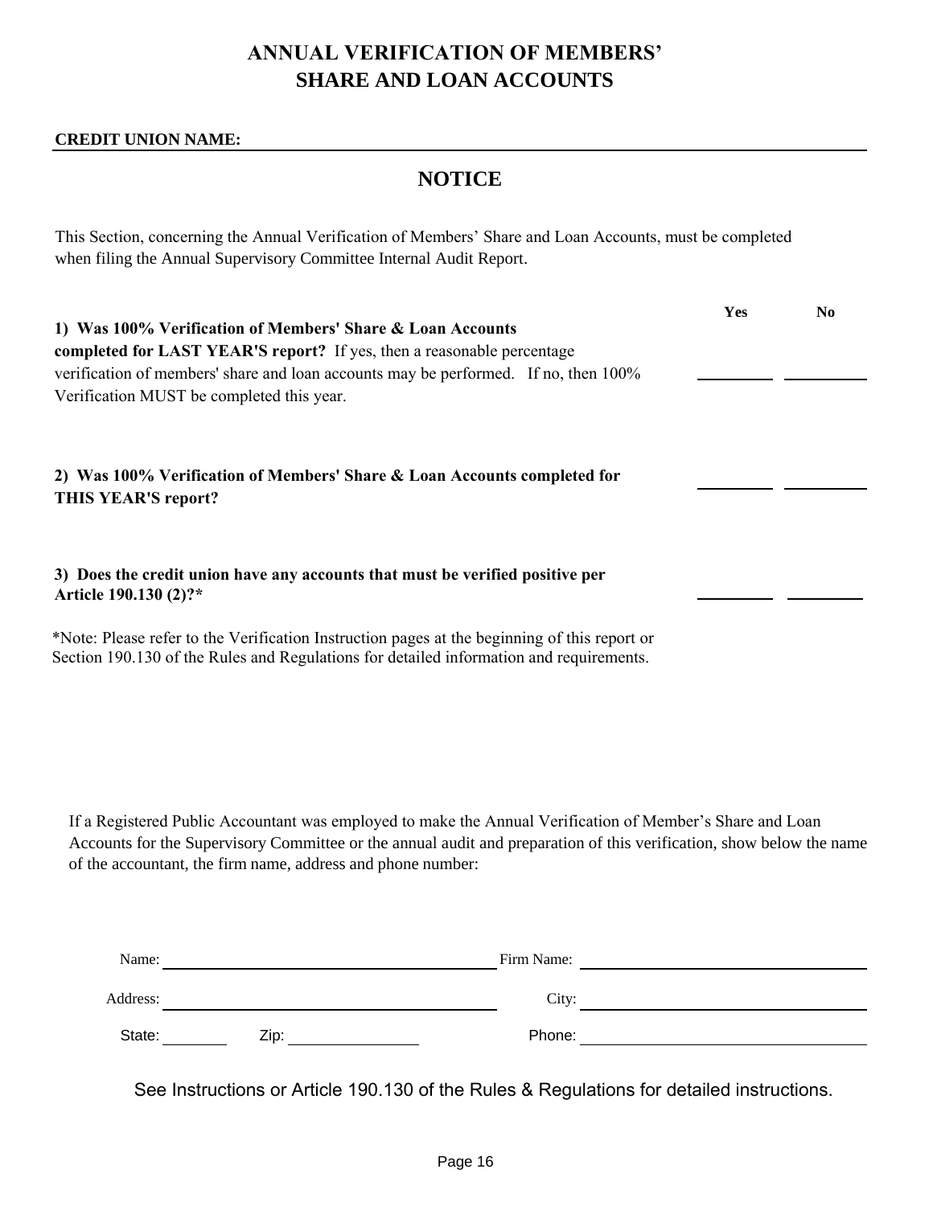# ANNUAL VERIFICATION OF MEMBERS' SHARE AND LOAN ACCOUNTS

**CREDIT UNION NAME:** ______________________________________________

## NOTICE

This Section, concerning the Annual Verification of Members' Share and Loan Accounts, must be completed when filing the Annual Supervisory Committee Internal Audit Report.

| | Yes | No |
|---|---|---|
| **1) Was 100% Verification of Members' Share & Loan Accounts completed for LAST YEAR'S report?** If yes, then a reasonable percentage verification of members' share and loan accounts may be performed. If no, then 100% Verification MUST be completed this year. | ________ | ________ |
| **2) Was 100% Verification of Members' Share & Loan Accounts completed for THIS YEAR'S report?** | ________ | ________ |
| **3) Does the credit union have any accounts that must be verified positive per Article 190.130 (2)?*** | ________ | ________ |

*Note: Please refer to the Verification Instruction pages at the beginning of this report or Section 190.130 of the Rules and Regulations for detailed information and requirements.

If a Registered Public Accountant was employed to make the Annual Verification of Member's Share and Loan Accounts for the Supervisory Committee or the annual audit and preparation of this verification, show below the name of the accountant, the firm name, address and phone number:

Name: ______________________________ Firm Name: ______________________________

Address: ______________________________ City: ______________________________

State: ________ Zip: ______________ Phone: ______________________________

See Instructions or Article 190.130 of the Rules & Regulations for detailed instructions.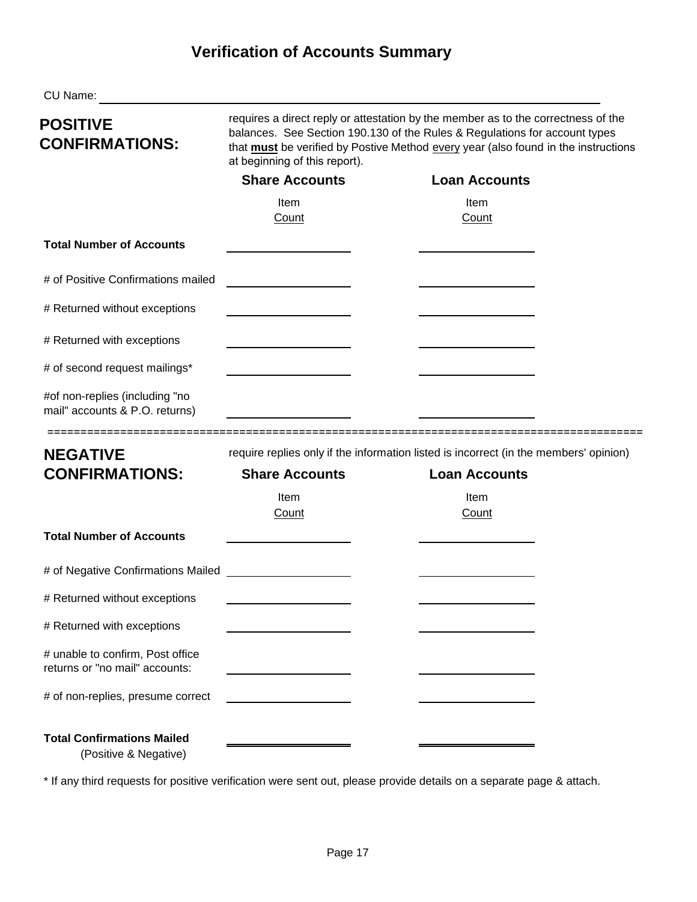# Verification of Accounts Summary

CU Name: ______________________________

**POSITIVE CONFIRMATIONS:** requires a direct reply or attestation by the member as to the correctness of the balances. See Section 190.130 of the Rules & Regulations for account types that **must** be verified by Postive Method every year (also found in the instructions at beginning of this report).

| | Share Accounts<br>Item Count | Loan Accounts<br>Item Count |
|---|---|---|
| **Total Number of Accounts** | | |
| # of Positive Confirmations mailed | | |
| # Returned without exceptions | | |
| # Returned with exceptions | | |
| # of second request mailings* | | |
| #of non-replies (including "no mail" accounts & P.O. returns) | | |

==========================================================================================

**NEGATIVE CONFIRMATIONS:** require replies only if the information listed is incorrect (in the members' opinion)

| | Share Accounts<br>Item Count | Loan Accounts<br>Item Count |
|---|---|---|
| **Total Number of Accounts** | | |
| # of Negative Confirmations Mailed | | |
| # Returned without exceptions | | |
| # Returned with exceptions | | |
| # unable to confirm, Post office returns or "no mail" accounts: | | |
| # of non-replies, presume correct | | |
| **Total Confirmations Mailed** (Positive & Negative) | | |

* If any third requests for positive verification were sent out, please provide details on a separate page & attach.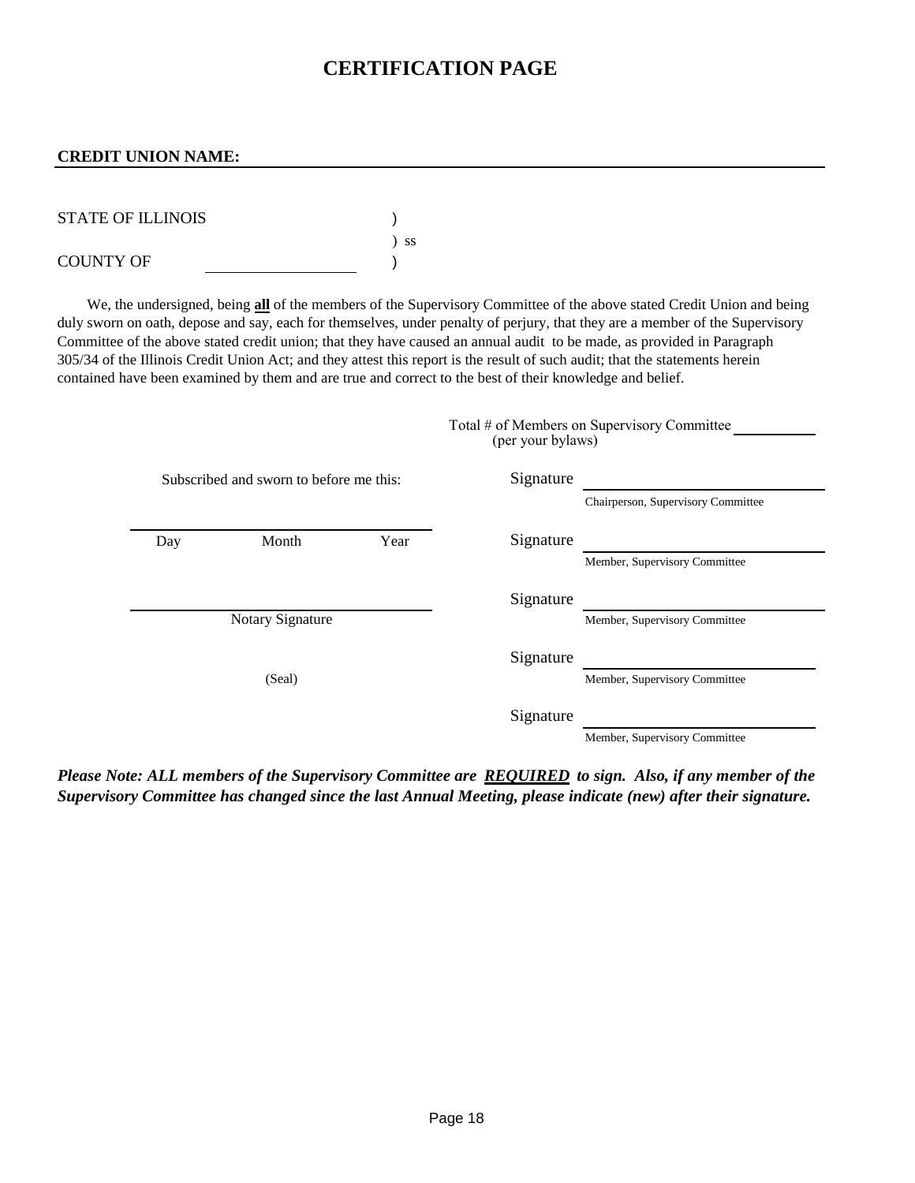# CERTIFICATION PAGE

**CREDIT UNION NAME:** ____________________________________________

STATE OF ILLINOIS )
) ss
COUNTY OF ____________ )

We, the undersigned, being **all** of the members of the Supervisory Committee of the above stated Credit Union and being duly sworn on oath, depose and say, each for themselves, under penalty of perjury, that they are a member of the Supervisory Committee of the above stated credit union; that they have caused an annual audit to be made, as provided in Paragraph 305/34 of the Illinois Credit Union Act; and they attest this report is the result of such audit; that the statements herein contained have been examined by them and are true and correct to the best of their knowledge and belief.

Total # of Members on Supervisory Committee ________
(per your bylaws)

Subscribed and sworn to before me this:

______________________________
Day Month Year

______________________________
Notary Signature

(Seal)

Signature ______________________________
Chairperson, Supervisory Committee

Signature ______________________________
Member, Supervisory Committee

Signature ______________________________
Member, Supervisory Committee

Signature ______________________________
Member, Supervisory Committee

Signature ______________________________
Member, Supervisory Committee

***Please Note: ALL members of the Supervisory Committee are REQUIRED to sign. Also, if any member of the Supervisory Committee has changed since the last Annual Meeting, please indicate (new) after their signature.***